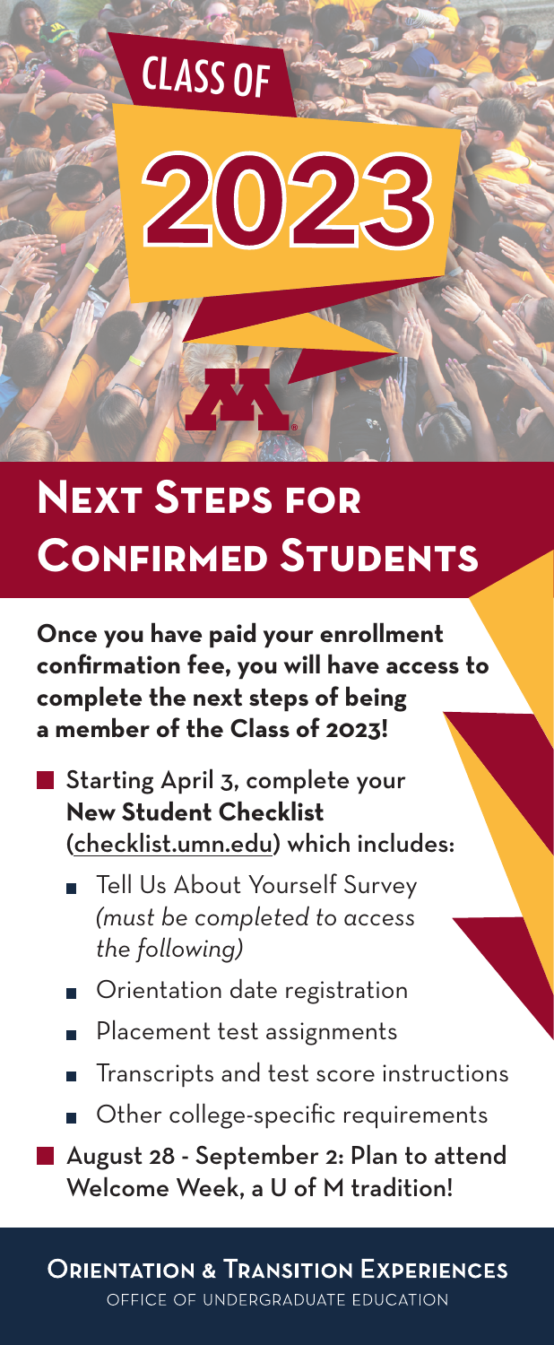# CLASS OF 2023

# Next Steps for Confirmed Students

**Once you have paid your enrollment confirmation fee, you will have access to complete the next steps of being a member of the Class of 2023!**

- Starting April 3, complete your **New Student Checklist** (checklist.umn.edu) which includes:
  - Tell Us About Yourself Survey *(must be completed to access the following)*
  - Orientation date registration
  - Placement test assignments
  - Transcripts and test score instructions
  - Other college-specific requirements
- August 28 - September 2: Plan to attend Welcome Week, a U of M tradition!

**Orientation & Transition Experiences**

OFFICE OF UNDERGRADUATE EDUCATION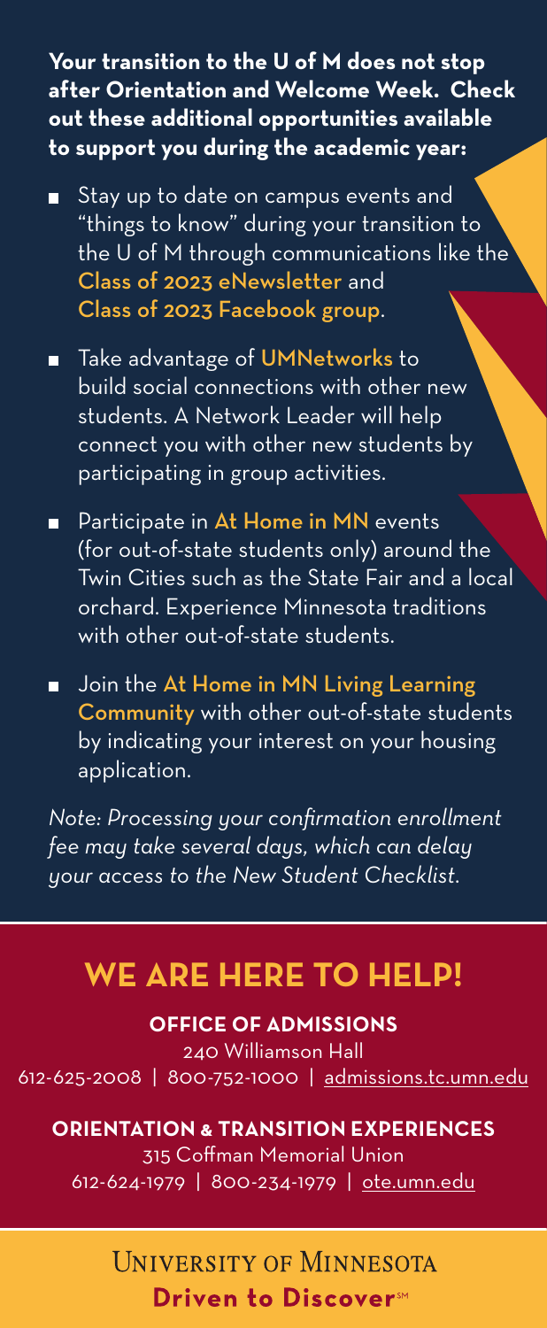**Your transition to the U of M does not stop after Orientation and Welcome Week. Check out these additional opportunities available to support you during the academic year:**

- Stay up to date on campus events and "things to know" during your transition to the U of M through communications like the Class of 2023 eNewsletter and Class of 2023 Facebook group.
- Take advantage of UMNetworks to build social connections with other new students. A Network Leader will help connect you with other new students by participating in group activities.
- Participate in At Home in MN events (for out-of-state students only) around the Twin Cities such as the State Fair and a local orchard. Experience Minnesota traditions with other out-of-state students.
- Join the At Home in MN Living Learning Community with other out-of-state students by indicating your interest on your housing application.

*Note: Processing your confirmation enrollment fee may take several days, which can delay your access to the New Student Checklist.*

## WE ARE HERE TO HELP!

**OFFICE OF ADMISSIONS**

240 Williamson Hall

612-625-2008 | 800-752-1000 | admissions.tc.umn.edu

**ORIENTATION & TRANSITION EXPERIENCES**

315 Coffman Memorial Union

612-624-1979 | 800-234-1979 | ote.umn.edu

UNIVERSITY OF MINNESOTA

**Driven to Discover℠**